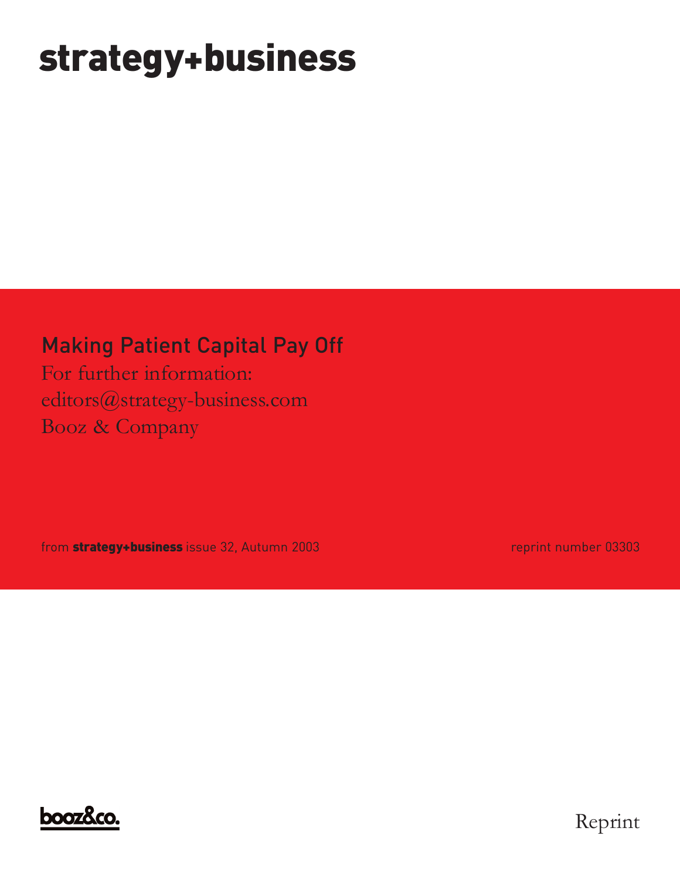# strategy+business

## Making Patient Capital Pay Off

For further information:
editors@strategy-business.com
Booz & Company

from **strategy+business** issue 32, Autumn 2003

reprint number 03303

booz&co.

Reprint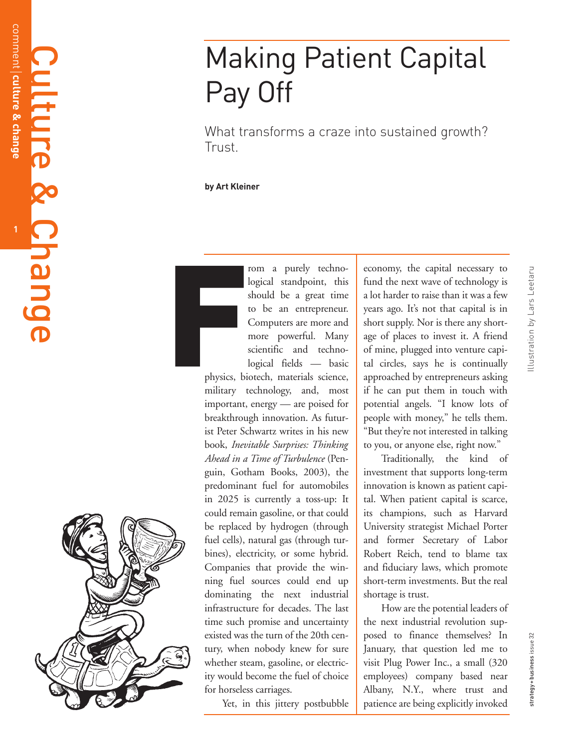# Making Patient Capital Pay Off

What transforms a craze into sustained growth? Trust.

**by Art Kleiner**

From a purely technological standpoint, this should be a great time to be an entrepreneur. Computers are more and more powerful. Many scientific and technological fields — basic physics, biotech, materials science, military technology, and, most important, energy — are poised for breakthrough innovation. As futurist Peter Schwartz writes in his new book, *Inevitable Surprises: Thinking Ahead in a Time of Turbulence* (Penguin, Gotham Books, 2003), the predominant fuel for automobiles in 2025 is currently a toss-up: It could remain gasoline, or that could be replaced by hydrogen (through fuel cells), natural gas (through turbines), electricity, or some hybrid. Companies that provide the winning fuel sources could end up dominating the next industrial infrastructure for decades. The last time such promise and uncertainty existed was the turn of the 20th century, when nobody knew for sure whether steam, gasoline, or electricity would become the fuel of choice for horseless carriages.

Yet, in this jittery postbubble economy, the capital necessary to fund the next wave of technology is a lot harder to raise than it was a few years ago. It's not that capital is in short supply. Nor is there any shortage of places to invest it. A friend of mine, plugged into venture capital circles, says he is continually approached by entrepreneurs asking if he can put them in touch with potential angels. "I know lots of people with money," he tells them. "But they're not interested in talking to you, or anyone else, right now."

Traditionally, the kind of investment that supports long-term innovation is known as patient capital. When patient capital is scarce, its champions, such as Harvard University strategist Michael Porter and former Secretary of Labor Robert Reich, tend to blame tax and fiduciary laws, which promote short-term investments. But the real shortage is trust.

How are the potential leaders of the next industrial revolution supposed to finance themselves? In January, that question led me to visit Plug Power Inc., a small (320 employees) company based near Albany, N.Y., where trust and patience are being explicitly invoked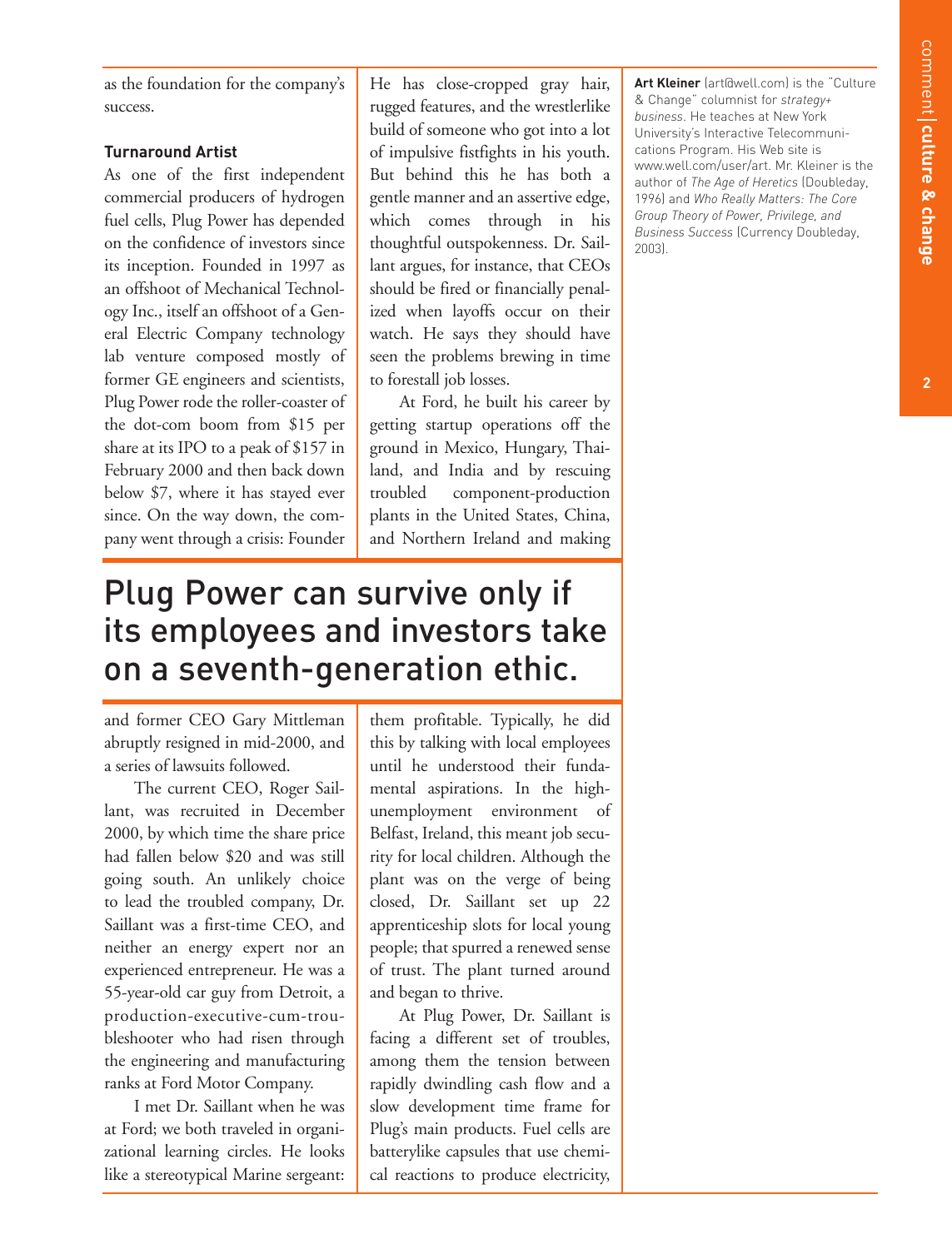as the foundation for the company's success.

### Turnaround Artist

As one of the first independent commercial producers of hydrogen fuel cells, Plug Power has depended on the confidence of investors since its inception. Founded in 1997 as an offshoot of Mechanical Technology Inc., itself an offshoot of a General Electric Company technology lab venture composed mostly of former GE engineers and scientists, Plug Power rode the roller-coaster of the dot-com boom from $15 per share at its IPO to a peak of $157 in February 2000 and then back down below $7, where it has stayed ever since. On the way down, the company went through a crisis: Founder and former CEO Gary Mittleman abruptly resigned in mid-2000, and a series of lawsuits followed.

The current CEO, Roger Saillant, was recruited in December 2000, by which time the share price had fallen below $20 and was still going south. An unlikely choice to lead the troubled company, Dr. Saillant was a first-time CEO, and neither an energy expert nor an experienced entrepreneur. He was a 55-year-old car guy from Detroit, a production-executive-cum-troubleshooter who had risen through the engineering and manufacturing ranks at Ford Motor Company.

I met Dr. Saillant when he was at Ford; we both traveled in organizational learning circles. He looks like a stereotypical Marine sergeant: He has close-cropped gray hair, rugged features, and the wrestlerlike build of someone who got into a lot of impulsive fistfights in his youth. But behind this he has both a gentle manner and an assertive edge, which comes through in his thoughtful outspokenness. Dr. Saillant argues, for instance, that CEOs should be fired or financially penalized when layoffs occur on their watch. He says they should have seen the problems brewing in time to forestall job losses.

At Ford, he built his career by getting startup operations off the ground in Mexico, Hungary, Thailand, and India and by rescuing troubled component-production plants in the United States, China, and Northern Ireland and making them profitable. Typically, he did this by talking with local employees until he understood their fundamental aspirations. In the high-unemployment environment of Belfast, Ireland, this meant job security for local children. Although the plant was on the verge of being closed, Dr. Saillant set up 22 apprenticeship slots for local young people; that spurred a renewed sense of trust. The plant turned around and began to thrive.

At Plug Power, Dr. Saillant is facing a different set of troubles, among them the tension between rapidly dwindling cash flow and a slow development time frame for Plug's main products. Fuel cells are batterylike capsules that use chemical reactions to produce electricity,

## Plug Power can survive only if its employees and investors take on a seventh-generation ethic.

**Art Kleiner** (art@well.com) is the "Culture & Change" columnist for *strategy+business*. He teaches at New York University's Interactive Telecommunications Program. His Web site is www.well.com/user/art. Mr. Kleiner is the author of *The Age of Heretics* (Doubleday, 1996) and *Who Really Matters: The Core Group Theory of Power, Privilege, and Business Success* (Currency Doubleday, 2003).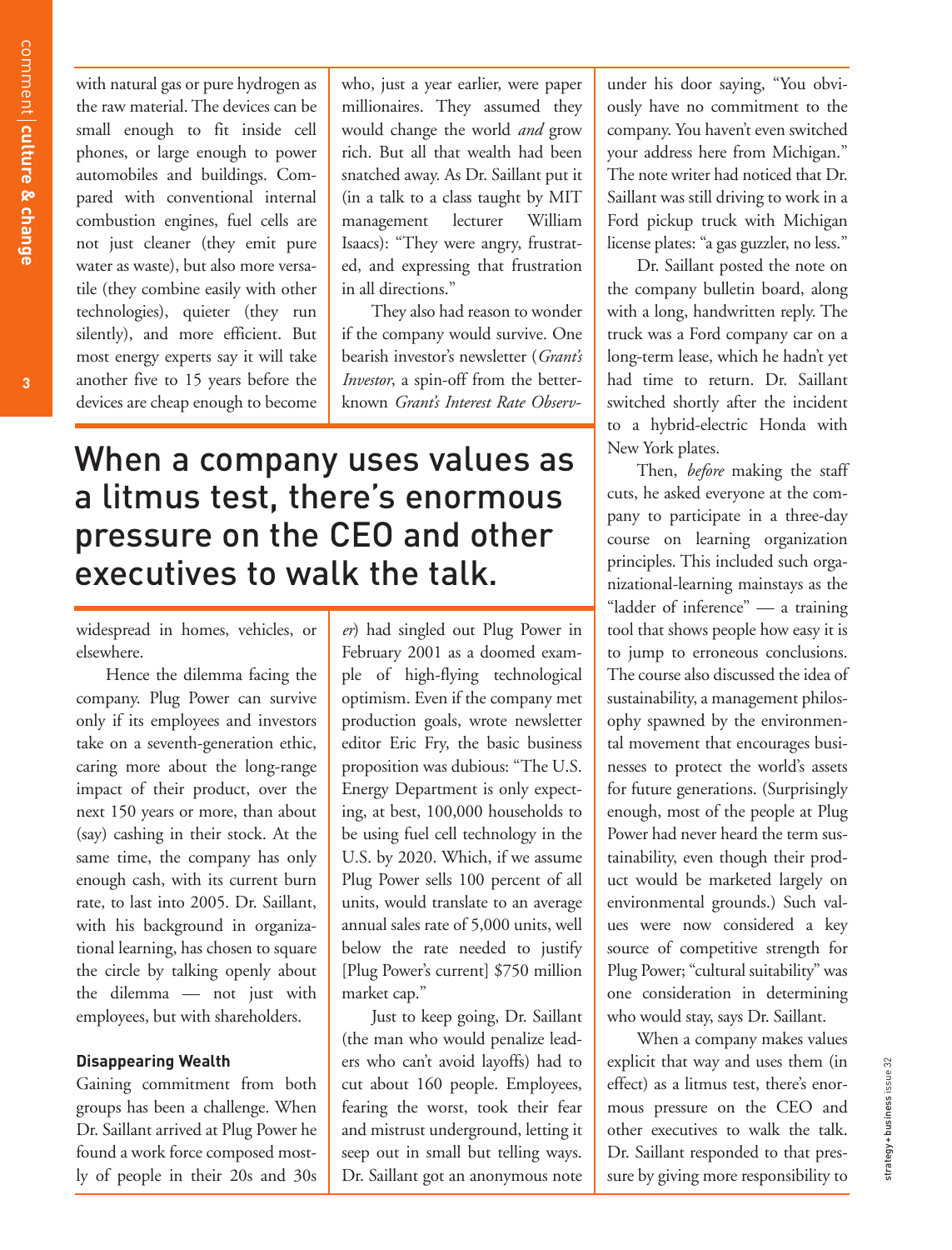with natural gas or pure hydrogen as the raw material. The devices can be small enough to fit inside cell phones, or large enough to power automobiles and buildings. Compared with conventional internal combustion engines, fuel cells are not just cleaner (they emit pure water as waste), but also more versatile (they combine easily with other technologies), quieter (they run silently), and more efficient. But most energy experts say it will take another five to 15 years before the devices are cheap enough to become widespread in homes, vehicles, or elsewhere.

Hence the dilemma facing the company. Plug Power can survive only if its employees and investors take on a seventh-generation ethic, caring more about the long-range impact of their product, over the next 150 years or more, than about (say) cashing in their stock. At the same time, the company has only enough cash, with its current burn rate, to last into 2005. Dr. Saillant, with his background in organizational learning, has chosen to square the circle by talking openly about the dilemma — not just with employees, but with shareholders.

**Disappearing Wealth**

Gaining commitment from both groups has been a challenge. When Dr. Saillant arrived at Plug Power he found a work force composed mostly of people in their 20s and 30s who, just a year earlier, were paper millionaires. They assumed they would change the world *and* grow rich. But all that wealth had been snatched away. As Dr. Saillant put it (in a talk to a class taught by MIT management lecturer William Isaacs): "They were angry, frustrated, and expressing that frustration in all directions."

They also had reason to wonder if the company would survive. One bearish investor's newsletter (*Grant's Investor*, a spin-off from the better-known *Grant's Interest Rate Observer*) had singled out Plug Power in February 2001 as a doomed example of high-flying technological optimism. Even if the company met production goals, wrote newsletter editor Eric Fry, the basic business proposition was dubious: "The U.S. Energy Department is only expecting, at best, 100,000 households to be using fuel cell technology in the U.S. by 2020. Which, if we assume Plug Power sells 100 percent of all units, would translate to an average annual sales rate of 5,000 units, well below the rate needed to justify [Plug Power's current] $750 million market cap."

Just to keep going, Dr. Saillant (the man who would penalize leaders who can't avoid layoffs) had to cut about 160 people. Employees, fearing the worst, took their fear and mistrust underground, letting it seep out in small but telling ways. Dr. Saillant got an anonymous note under his door saying, "You obviously have no commitment to the company. You haven't even switched your address here from Michigan." The note writer had noticed that Dr. Saillant was still driving to work in a Ford pickup truck with Michigan license plates: "a gas guzzler, no less."

Dr. Saillant posted the note on the company bulletin board, along with a long, handwritten reply. The truck was a Ford company car on a long-term lease, which he hadn't yet had time to return. Dr. Saillant switched shortly after the incident to a hybrid-electric Honda with New York plates.

Then, *before* making the staff cuts, he asked everyone at the company to participate in a three-day course on learning organization principles. This included such organizational-learning mainstays as the "ladder of inference" — a training tool that shows people how easy it is to jump to erroneous conclusions. The course also discussed the idea of sustainability, a management philosophy spawned by the environmental movement that encourages businesses to protect the world's assets for future generations. (Surprisingly enough, most of the people at Plug Power had never heard the term sustainability, even though their product would be marketed largely on environmental grounds.) Such values were now considered a key source of competitive strength for Plug Power; "cultural suitability" was one consideration in determining who would stay, says Dr. Saillant.

> When a company uses values as a litmus test, there's enormous pressure on the CEO and other executives to walk the talk.

When a company makes values explicit that way and uses them (in effect) as a litmus test, there's enormous pressure on the CEO and other executives to walk the talk. Dr. Saillant responded to that pressure by giving more responsibility to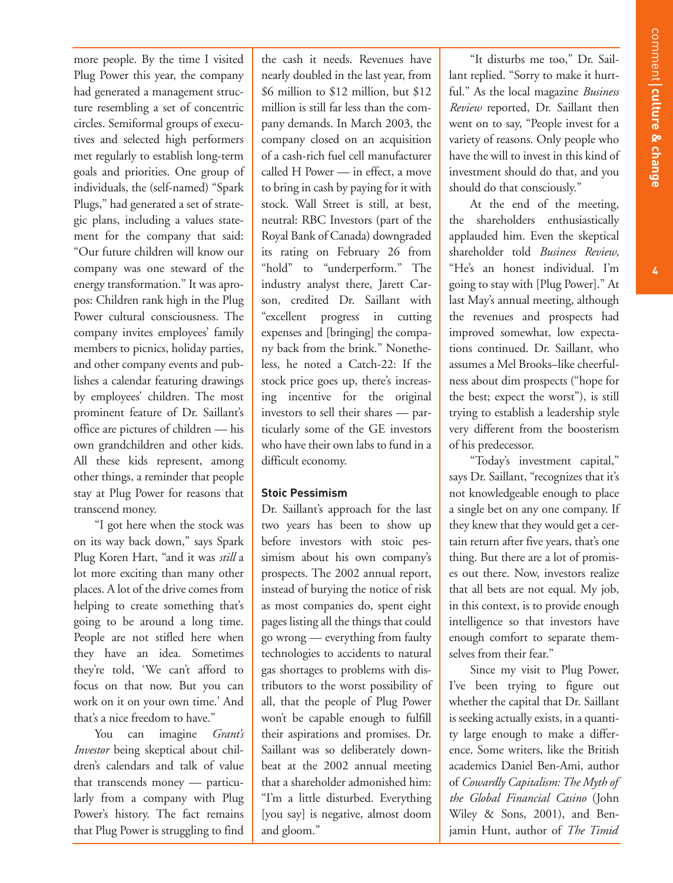more people. By the time I visited Plug Power this year, the company had generated a management structure resembling a set of concentric circles. Semiformal groups of executives and selected high performers met regularly to establish long-term goals and priorities. One group of individuals, the (self-named) "Spark Plugs," had generated a set of strategic plans, including a values statement for the company that said: "Our future children will know our company was one steward of the energy transformation." It was apropos: Children rank high in the Plug Power cultural consciousness. The company invites employees' family members to picnics, holiday parties, and other company events and publishes a calendar featuring drawings by employees' children. The most prominent feature of Dr. Saillant's office are pictures of children — his own grandchildren and other kids. All these kids represent, among other things, a reminder that people stay at Plug Power for reasons that transcend money.

"I got here when the stock was on its way back down," says Spark Plug Koren Hart, "and it was *still* a lot more exciting than many other places. A lot of the drive comes from helping to create something that's going to be around a long time. People are not stifled here when they have an idea. Sometimes they're told, 'We can't afford to focus on that now. But you can work on it on your own time.' And that's a nice freedom to have."

You can imagine *Grant's Investor* being skeptical about children's calendars and talk of value that transcends money — particularly from a company with Plug Power's history. The fact remains that Plug Power is struggling to find the cash it needs. Revenues have nearly doubled in the last year, from $6 million to $12 million, but $12 million is still far less than the company demands. In March 2003, the company closed on an acquisition of a cash-rich fuel cell manufacturer called H Power — in effect, a move to bring in cash by paying for it with stock. Wall Street is still, at best, neutral: RBC Investors (part of the Royal Bank of Canada) downgraded its rating on February 26 from "hold" to "underperform." The industry analyst there, Jarett Carson, credited Dr. Saillant with "excellent progress in cutting expenses and [bringing] the company back from the brink." Nonetheless, he noted a Catch-22: If the stock price goes up, there's increasing incentive for the original investors to sell their shares — particularly some of the GE investors who have their own labs to fund in a difficult economy.

### Stoic Pessimism

Dr. Saillant's approach for the last two years has been to show up before investors with stoic pessimism about his own company's prospects. The 2002 annual report, instead of burying the notice of risk as most companies do, spent eight pages listing all the things that could go wrong — everything from faulty technologies to accidents to natural gas shortages to problems with distributors to the worst possibility of all, that the people of Plug Power won't be capable enough to fulfill their aspirations and promises. Dr. Saillant was so deliberately downbeat at the 2002 annual meeting that a shareholder admonished him: "I'm a little disturbed. Everything [you say] is negative, almost doom and gloom."

"It disturbs me too," Dr. Saillant replied. "Sorry to make it hurtful." As the local magazine *Business Review* reported, Dr. Saillant then went on to say, "People invest for a variety of reasons. Only people who have the will to invest in this kind of investment should do that, and you should do that consciously."

At the end of the meeting, the shareholders enthusiastically applauded him. Even the skeptical shareholder told *Business Review*, "He's an honest individual. I'm going to stay with [Plug Power]." At last May's annual meeting, although the revenues and prospects had improved somewhat, low expectations continued. Dr. Saillant, who assumes a Mel Brooks–like cheerfulness about dim prospects ("hope for the best; expect the worst"), is still trying to establish a leadership style very different from the boosterism of his predecessor.

"Today's investment capital," says Dr. Saillant, "recognizes that it's not knowledgeable enough to place a single bet on any one company. If they knew that they would get a certain return after five years, that's one thing. But there are a lot of promises out there. Now, investors realize that all bets are not equal. My job, in this context, is to provide enough intelligence so that investors have enough comfort to separate themselves from their fear."

Since my visit to Plug Power, I've been trying to figure out whether the capital that Dr. Saillant is seeking actually exists, in a quantity large enough to make a difference. Some writers, like the British academics Daniel Ben-Ami, author of *Cowardly Capitalism: The Myth of the Global Financial Casino* (John Wiley & Sons, 2001), and Benjamin Hunt, author of *The Timid*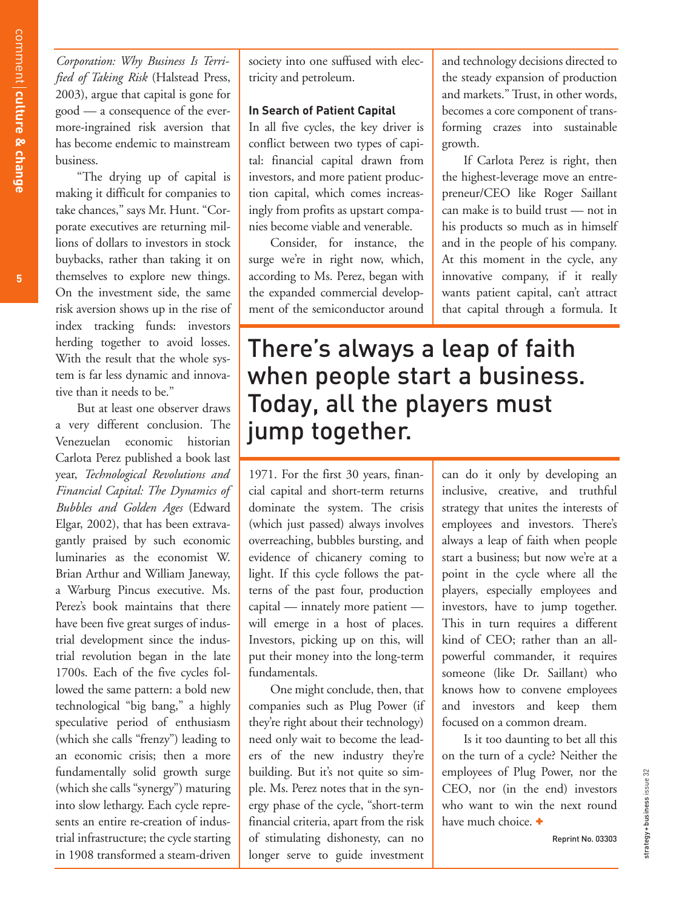*Corporation: Why Business Is Terrified of Taking Risk* (Halstead Press, 2003), argue that capital is gone for good — a consequence of the ever-more-ingrained risk aversion that has become endemic to mainstream business.

"The drying up of capital is making it difficult for companies to take chances," says Mr. Hunt. "Corporate executives are returning millions of dollars to investors in stock buybacks, rather than taking it on themselves to explore new things. On the investment side, the same risk aversion shows up in the rise of index tracking funds: investors herding together to avoid losses. With the result that the whole system is far less dynamic and innovative than it needs to be."

But at least one observer draws a very different conclusion. The Venezuelan economic historian Carlota Perez published a book last year, *Technological Revolutions and Financial Capital: The Dynamics of Bubbles and Golden Ages* (Edward Elgar, 2002), that has been extravagantly praised by such economic luminaries as the economist W. Brian Arthur and William Janeway, a Warburg Pincus executive. Ms. Perez's book maintains that there have been five great surges of industrial development since the industrial revolution began in the late 1700s. Each of the five cycles followed the same pattern: a bold new technological "big bang," a highly speculative period of enthusiasm (which she calls "frenzy") leading to an economic crisis; then a more fundamentally solid growth surge (which she calls "synergy") maturing into slow lethargy. Each cycle represents an entire re-creation of industrial infrastructure; the cycle starting in 1908 transformed a steam-driven society into one suffused with electricity and petroleum.

### In Search of Patient Capital

In all five cycles, the key driver is conflict between two types of capital: financial capital drawn from investors, and more patient production capital, which comes increasingly from profits as upstart companies become viable and venerable.

Consider, for instance, the surge we're in right now, which, according to Ms. Perez, began with the expanded commercial development of the semiconductor around 1971. For the first 30 years, financial capital and short-term returns dominate the system. The crisis (which just passed) always involves overreaching, bubbles bursting, and evidence of chicanery coming to light. If this cycle follows the patterns of the past four, production capital — innately more patient — will emerge in a host of places. Investors, picking up on this, will put their money into the long-term fundamentals.

One might conclude, then, that companies such as Plug Power (if they're right about their technology) need only wait to become the leaders of the new industry they're building. But it's not quite so simple. Ms. Perez notes that in the synergy phase of the cycle, "short-term financial criteria, apart from the risk of stimulating dishonesty, can no longer serve to guide investment and technology decisions directed to the steady expansion of production and markets." Trust, in other words, becomes a core component of transforming crazes into sustainable growth.

If Carlota Perez is right, then the highest-leverage move an entrepreneur/CEO like Roger Saillant can make is to build trust — not in his products so much as in himself and in the people of his company. At this moment in the cycle, any innovative company, if it really wants patient capital, can't attract that capital through a formula. It can do it only by developing an inclusive, creative, and truthful strategy that unites the interests of employees and investors. There's always a leap of faith when people start a business; but now we're at a point in the cycle where all the players, especially employees and investors, have to jump together. This in turn requires a different kind of CEO; rather than an all-powerful commander, it requires someone (like Dr. Saillant) who knows how to convene employees and investors and keep them focused on a common dream.

> There's always a leap of faith when people start a business. Today, all the players must jump together.

Is it too daunting to bet all this on the turn of a cycle? Neither the employees of Plug Power, nor the CEO, nor (in the end) investors who want to win the next round have much choice. +

Reprint No. 03303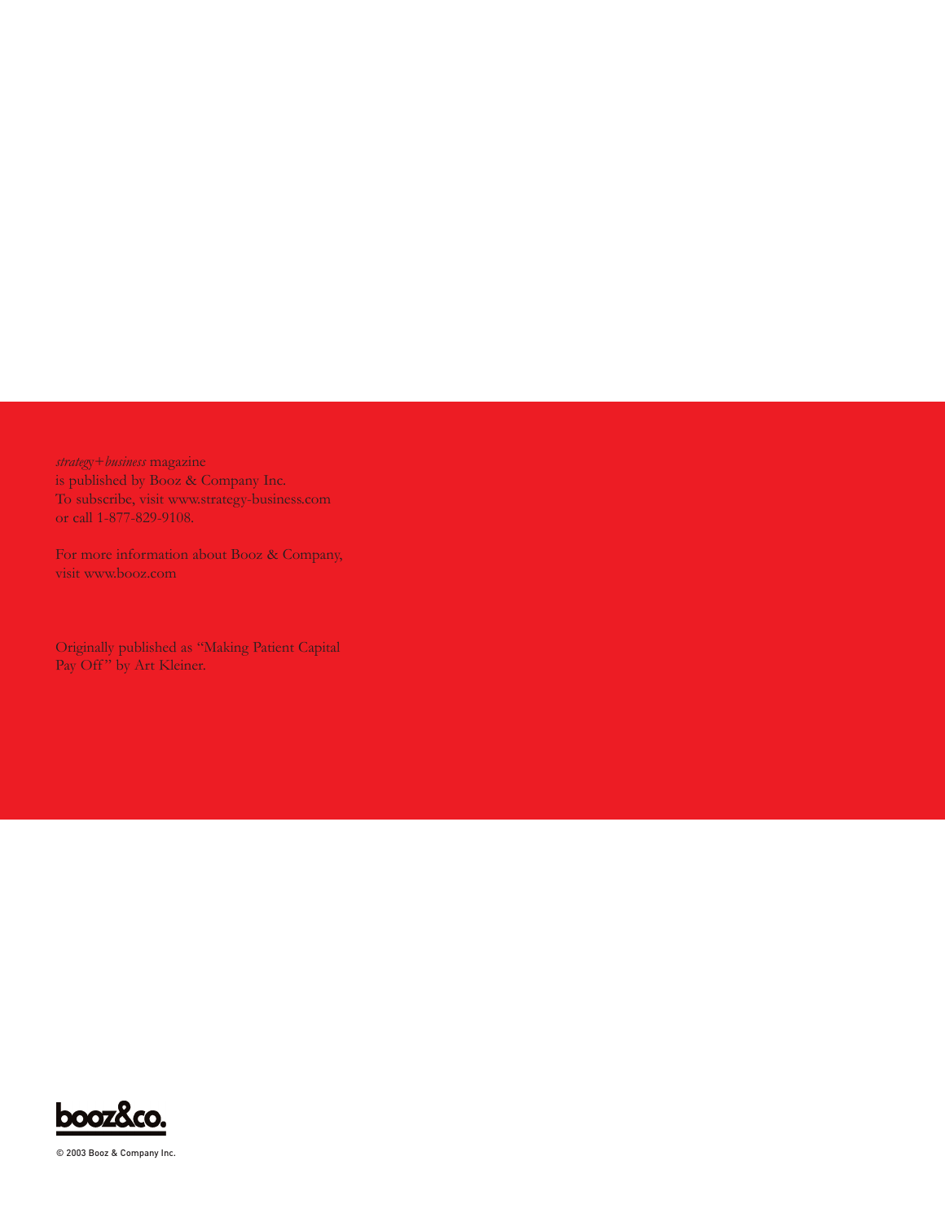*strategy+business* magazine
is published by Booz & Company Inc.
To subscribe, visit www.strategy-business.com
or call 1-877-829-9108.

For more information about Booz & Company,
visit www.booz.com

Originally published as "Making Patient Capital
Pay Off" by Art Kleiner.

booz&co.

© 2003 Booz & Company Inc.